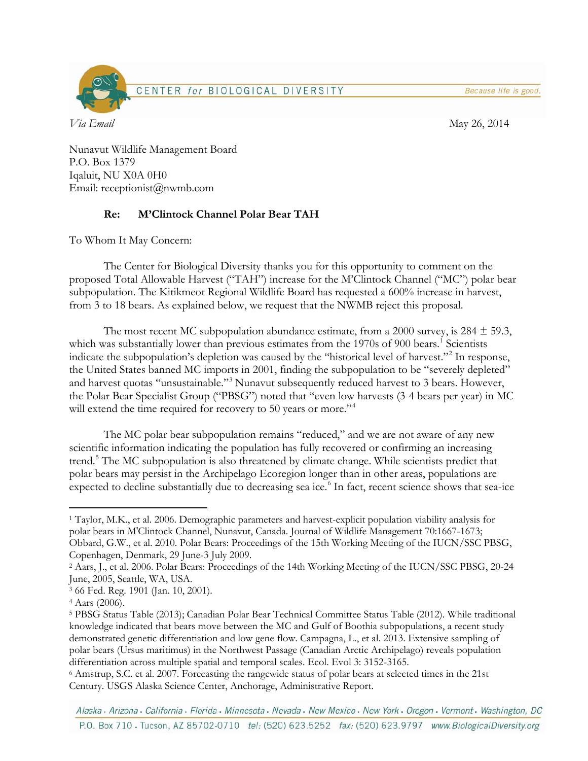CENTER *for* BIOLOGICAL DIVERSITY — *Because life is good.*

*Via Email* May 26, 2014

Nunavut Wildlife Management Board
P.O. Box 1379
Iqaluit, NU X0A 0H0
Email: receptionist@nwmb.com

**Re: M'Clintock Channel Polar Bear TAH**

To Whom It May Concern:

The Center for Biological Diversity thanks you for this opportunity to comment on the proposed Total Allowable Harvest ("TAH") increase for the M'Clintock Channel ("MC") polar bear subpopulation. The Kitikmeot Regional Wildlife Board has requested a 600% increase in harvest, from 3 to 18 bears. As explained below, we request that the NWMB reject this proposal.

The most recent MC subpopulation abundance estimate, from a 2000 survey, is $284 \pm 59.3$, which was substantially lower than previous estimates from the 1970s of 900 bears.[1] Scientists indicate the subpopulation's depletion was caused by the "historical level of harvest."[2] In response, the United States banned MC imports in 2001, finding the subpopulation to be "severely depleted" and harvest quotas "unsustainable."[3] Nunavut subsequently reduced harvest to 3 bears. However, the Polar Bear Specialist Group ("PBSG") noted that "even low harvests (3-4 bears per year) in MC will extend the time required for recovery to 50 years or more."[4]

The MC polar bear subpopulation remains "reduced," and we are not aware of any new scientific information indicating the population has fully recovered or confirming an increasing trend.[5] The MC subpopulation is also threatened by climate change. While scientists predict that polar bears may persist in the Archipelago Ecoregion longer than in other areas, populations are expected to decline substantially due to decreasing sea ice.[6] In fact, recent science shows that sea-ice

---

[1] Taylor, M.K., et al. 2006. Demographic parameters and harvest-explicit population viability analysis for polar bears in M'Clintock Channel, Nunavut, Canada. Journal of Wildlife Management 70:1667-1673; Obbard, G.W., et al. 2010. Polar Bears: Proceedings of the 15th Working Meeting of the IUCN/SSC PBSG, Copenhagen, Denmark, 29 June-3 July 2009.

[2] Aars, J., et al. 2006. Polar Bears: Proceedings of the 14th Working Meeting of the IUCN/SSC PBSG, 20-24 June, 2005, Seattle, WA, USA.

[3] 66 Fed. Reg. 1901 (Jan. 10, 2001).

[4] Aars (2006).

[5] PBSG Status Table (2013); Canadian Polar Bear Technical Committee Status Table (2012). While traditional knowledge indicated that bears move between the MC and Gulf of Boothia subpopulations, a recent study demonstrated genetic differentiation and low gene flow. Campagna, L., et al. 2013. Extensive sampling of polar bears (Ursus maritimus) in the Northwest Passage (Canadian Arctic Archipelago) reveals population differentiation across multiple spatial and temporal scales. Ecol. Evol 3: 3152-3165.

[6] Amstrup, S.C. et al. 2007. Forecasting the rangewide status of polar bears at selected times in the 21st Century. USGS Alaska Science Center, Anchorage, Administrative Report.

Alaska . Arizona . California . Florida . Minnesota . Nevada . New Mexico . New York . Oregon . Vermont . Washington, DC
P.O. Box 710 . Tucson, AZ 85702-0710 tel: (520) 623.5252 fax: (520) 623.9797 www.BiologicalDiversity.org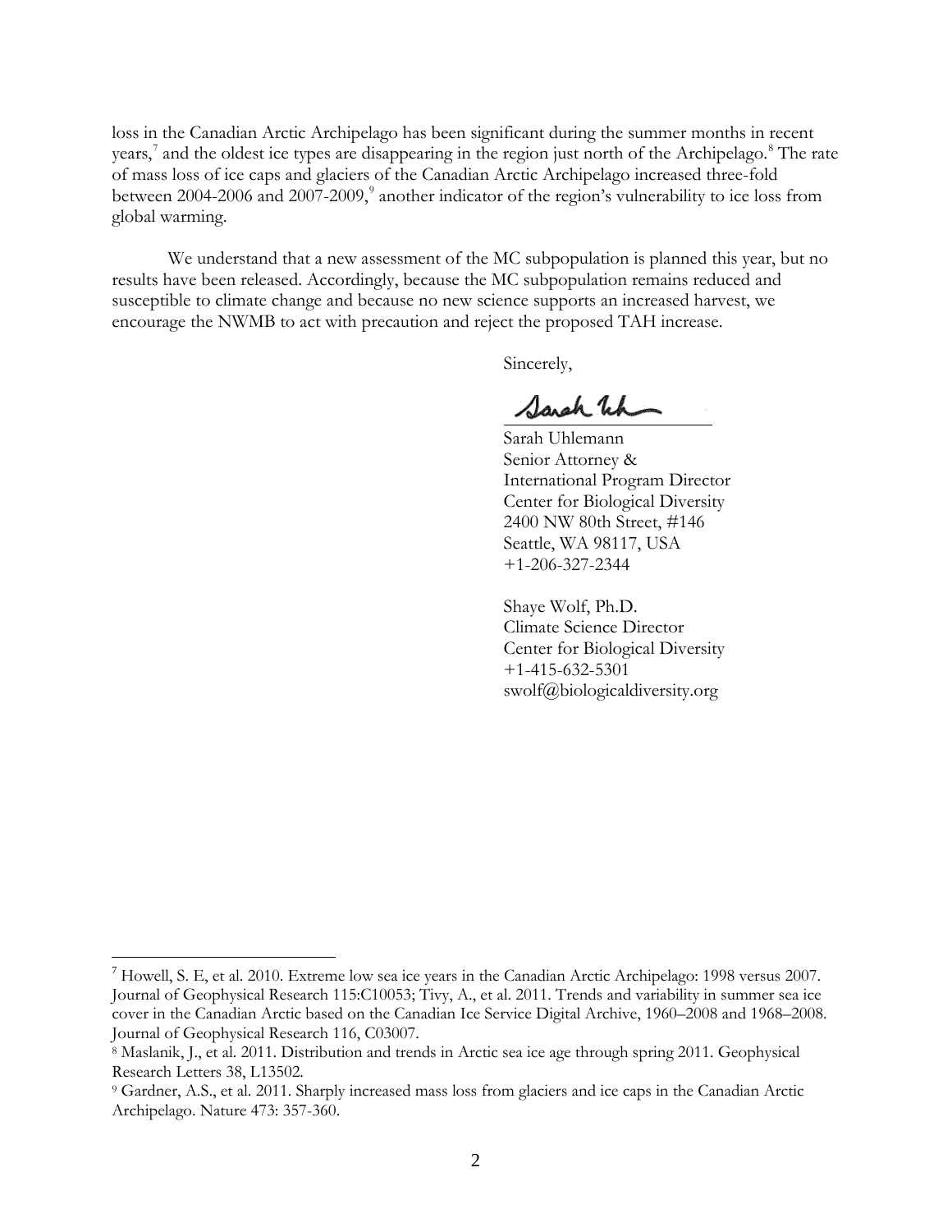loss in the Canadian Arctic Archipelago has been significant during the summer months in recent years,[7] and the oldest ice types are disappearing in the region just north of the Archipelago.[8] The rate of mass loss of ice caps and glaciers of the Canadian Arctic Archipelago increased three-fold between 2004-2006 and 2007-2009,[9] another indicator of the region's vulnerability to ice loss from global warming.

We understand that a new assessment of the MC subpopulation is planned this year, but no results have been released. Accordingly, because the MC subpopulation remains reduced and susceptible to climate change and because no new science supports an increased harvest, we encourage the NWMB to act with precaution and reject the proposed TAH increase.

Sincerely,

Sarah Uhlemann
Senior Attorney &
International Program Director
Center for Biological Diversity
2400 NW 80th Street, #146
Seattle, WA 98117, USA
+1-206-327-2344

Shaye Wolf, Ph.D.
Climate Science Director
Center for Biological Diversity
+1-415-632-5301
swolf@biologicaldiversity.org

---

[7] Howell, S. E, et al. 2010. Extreme low sea ice years in the Canadian Arctic Archipelago: 1998 versus 2007. Journal of Geophysical Research 115:C10053; Tivy, A., et al. 2011. Trends and variability in summer sea ice cover in the Canadian Arctic based on the Canadian Ice Service Digital Archive, 1960–2008 and 1968–2008. Journal of Geophysical Research 116, C03007.

[8] Maslanik, J., et al. 2011. Distribution and trends in Arctic sea ice age through spring 2011. Geophysical Research Letters 38, L13502.

[9] Gardner, A.S., et al. 2011. Sharply increased mass loss from glaciers and ice caps in the Canadian Arctic Archipelago. Nature 473: 357-360.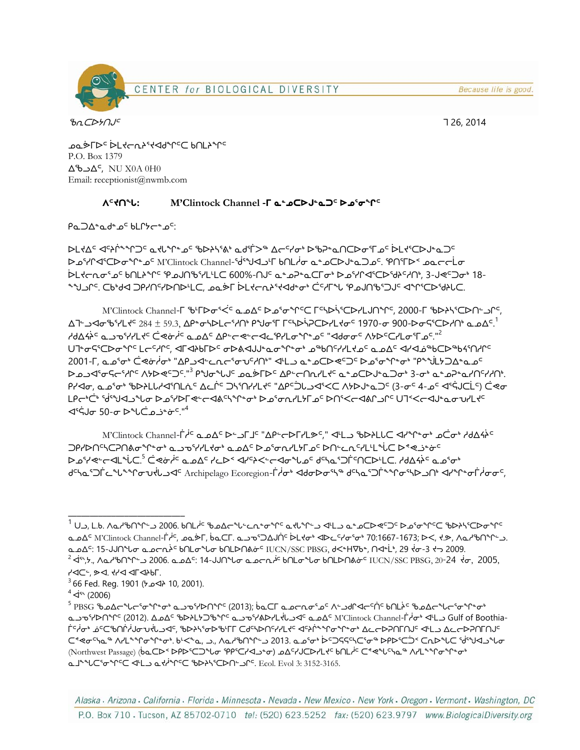CENTER for BIOLOGICAL DIVERSITY — Because life is good.

ᖃᑎᑕᐅᔭᑎᒍᑦ

ᒫ 26, 2014

ᓄᓇᕗᒻᒥᐅᑦ ᐆᒪᔪᓕᕆᔨᒃᑯᖏᓐᓂᑦ ᑲᑎᒪᔨᖏᑦ
P.O. Box 1379
ᐃᖃᓗᐃᑦ, NU X0A 0H0
Email: receptionist@nwmb.com

**ᐱᖁᑎᖓ: M'Clintock Channel -ᒥ ᓇᓄᖃᑕᐅᒍᓇᓐᑐᑦ ᐅᓄᕐᓂᖏᑦ**

ᑭᓇᑐᐃᓐᓇᑯᓐᓄᑦ ᑲᒪᔨᓕᓐᓄᑦ:

ᐅᒪᔪᐃᑦ ᐊᑦᔨᒌᖕᖏᑐᑦ ᓇᔪᖏᓐᓄᑦ ᖃᐅᔨᓴᖅᑏᑦ ᓇᑭᖕᒥᒃ ᐃᓕᖅᑯᓯᓂᒃ ᐅᖃᐅᓯᕆᓇᑎᑕᐅᓂᖏᓐᓄᑦ ᐆᒪᔪᖅᑕᐅᒍᓇᑐᑦ ᐅᓄᕐᓯᐊᖅᑕᐅᓂᖏᓐᓄᑦ M'Clintock Channel-ᖁᕐᖑᐊᓗᒥ ᑲᑎᒪᓂ ᓇᓄᖃᑕᐅᒍᓇᑐᓄᑦ. ᕿᑎᕐᒥᐅᑉ ᓄᓇᓕᓐᒥ ᐆᒪᔪᓕᕆᓂᕐᓄᑦ ᑲᑎᒪᔨᖏᑦ ᕿᓄᔾᒃᑯᓯᒪᓚᑦ 600%-ᑎᒍᑦ ᓇᓄᕈᓇᕐᒥᓂᒃ ᐅᓄᕐᓯᐊᖅᑕᐅᒃᑯᓯᑎᒃ, 3-ᒍᕙᑦᑐᓂᒃ 18-ᖑᓗᒋᑦ. ᑕᑯᒃᑯᐊ ᑐᑭᓯᑎᑦᓯᕙᑎᐅᒪᓚᑦ, ᓄᓇᕗᒻᒥ ᐆᒪᔪᓕᕆᔨᒃᑯᖏᓐᓂᒃ ᑖᑦᓯᒥᖓ ᕿᓄᔾᒃᑐᒍᑦ ᐊᖏᕐᑕᐅᒃᑯᓚᑕ.

M'Clintock Channel-ᒥ ᖃᓪᓕᐅᓂᕐᐸᑦ ᓇᓄᐃᑦ ᐅᓄᕐᓂᖏᑦᑕ ᒥᑦᓴᐅᓈᕐᑕᐅᓯᒪᒍᑎᖏᑦ, 2000-ᒥ ᖃᐅᔨᓴᖅᑕᐅᑎᓪᓗᒋᑦ, ᐃᒪᓪᓗᐊᓂᖃᕐᓯᒪᔪᑦ 284 ± 59.3, ᐃᑭᖕᓂᖅᐅᒪᓪᓕᕐᓯᑎᒃ ᑭᖑᓂᕐᒥ ᒥᑦᓴᐅᓈᕈᑕᐅᓯᒪᔪᓂᑦ 1970-ᓂ 900-ᐅᓂᕋᕐᑕᐅᓯᑎᒃ ᓇᓄᐃᑦ.[1] ᓱᒃᑯᐊᖏᑦ ᓇᓗᓂᕐᓯᒪᔪᑦ ᑖᕙᓃᑦ ᓇᓄᐃᑦ ᐃᑭᓪᓕᕙᓪᓕᐊᓪᓚᕿᓯᒪᓂᖏᓐᓄᑦ "ᐊᒃᑯᓂᓂᑦ ᐱᔭᐅᑦᓯᒪᓂᕐᒥᓄᑦ."[2] ᑌᒪᓂᕐᕋᕐᑕᐅᓂᖏᑦ ᒪᓕᑦᓯᒋᑦ, ᐊᒥᐊᕝᕕᒥᐅᑦ ᓂᐅᕚᐊᒍᒍᓇᓂᖏᓐᓂᒃ ᓄᖃᑎᓯᒪᔪᓄᑦ ᓇᓄᐃᑦ ᐊᓯᐊᓅᖃᑕᐅᖅᑲᖅᓯᑎᓯᑦ 2001-ᒥ, ᓇᓄᕐᓂᒃ ᑖᕙᓃᓐᓂᒃ "ᐃᑭᓗᐊᓪᓚᓂᓪᓚᕐᓂᒍᑦᓯᑎᒃ" ᐊᒻᒪᓗ ᓇᓄᖃᑕᐅᕙᑐᑦ ᐅᓄᕐᓂᖏᓐᓂᒃ "ᑭᖑᒨᓕᔭᑐᐊᖅᓇᓄᑦ ᐅᓄᓗᐊᕐᓂᕋᓕᖅᓯᒪᑦ ᐱᔭᐅᕙᑦᑐᑦ."[3] ᑭᖑᓂᖓᒍᑦ ᓄᓇᕗᒻᒥᑦ ᐃᑭᓪᓕᑎᓯᒪᔪᑦ ᓇᓄᖃᑕᐅᒍᓇᑐᓂᒃ 3-ᓂᒃ ᓇᓄᕈᓇᕐᓇᓯᑎᑦᓯᑎᒃ. ᑭᓯᐊᓂ, ᓇᓄᕐᓂᒃ ᖃᐅᔨᒪᓕᒪᔪᐊᑎᒪᓕᓐᑦ ᐃᓕᒫᑦ ᑐᓴᕐᑎᓯᒪᔪᑦ "ᐃᑭᑦᑐᓗᐊᕐᐸᑕ ᐱᔭᐅᒍᓇᑐᑦ (3-ᓂᑦ 4-ᓄᑦ ᐊᕐᕌᒍᑕᒫᑦ) ᑖᕙᓂ ᒪᕐᕈᒃᑖᒃ ᖁᕐᖑᐊᓗᓂ ᐅᓄᕐᓯᐅᒥ ᕙᓕᐊᕐᓯᐊᕕᖕᒋᓐᓂᒃ ᐅᓄᕐᓂᓕᓯᒪᔪᒥᓄᑦ ᐅᑎᕐᐸᓪᓕᐊᕕᒃᒧᑦ ᑌᒪᑉᐸᓪᓕᐊᒍᓇᕈᓐᓇᓯᒪᔪᑦ ᐊᕐᕌᒍᓂ 50-ᓂ ᐅᖓᑖᓄᓗᐃᓐᓃᑦ."[4]

M'Clintock Channel-ᒥᐅᑦ ᓇᓄᐃᑦ ᐅᓗᒥᒧᑦ "ᐃᑭᓪᓕᕐᓂᕐᒥᓯᒪᓪᓗᑎᒃ," ᐊᒻᒪᓗ ᖃᐅᔨᓴᑕᐅᓪᓚᑕ ᐊᓯᖏᓐᓂᒃ ᓄᑖᓂᒃ ᓱᒃᑯᐊᖏᑦ ᑐᑭᓯᑎᑦᓯᑕᕆᐊᖃᕐᓂᖏᓐᓂᒃ ᓇᓗᓂᕐᓯᒪᔪᓂᒃ ᓇᓄᐃᑦ ᐅᓄᕐᓂᓕᓯᒪᔪᒥᓄᑦ ᐅᑎᕐᓚᓂᕐᓯᒪᓕᖕᒋᑦ ᐅᕝᕙᓘᓐᓃᑦ ᐅᓄᕐᓯᕙᓪᓕᐊᓚᖕᒋᑦ.[5] ᑖᕙᓃᑦ ᓇᓄᐃᑦ ᓯᓚᐅᑉ ᐊᓯᔾᔨᓪᓕᐊᓂᖓᓄᑦ ᑯᓯᓴᕐᒥᑦᓯᑎᑦᓯᑐᑦ. ᓱᒃᑯᐊᖏᑦ ᓇᓄᕐᓂᒃ ᑯᓯᓴᕐᒥᑦᓚᖕᖏᓐᓂᕐᑐᕐᓚᐅᑦ Archipelago Ecoregion-ᒥᐅᓂᒃ ᐊᑯᐅᓂᖅᓴᖅ ᑯᓯᓴᕐᒥᓐᖏᓐᓂᖅᓴᐅᓗᑎᒃ ᐊᓯᖏᓐᓂᒥᐅᓂᓂᑦ,

---

[1] ᑌᓗ, L.b. ᐱᓇᓱᒃᑎᖏᓪᓗ 2006. ᑲᑎᒪᔨᑦ ᖃᓄᐃᓕᖓᓂᖏᓐᓂᑦ ᓇᔪᖏᓪᓗ ᐊᒻᒪᓗ ᓇᓄᖃᑕᐅᕙᑐᑦ ᐅᓄᕐᓂᖏᑦᑕ ᖃᐅᔨᓴᖅᑕᐅᓂᖏᑦ ᓇᓄᐃᑦ M'Clintock Channel-ᒥᐅᑦ, ᓄᓇᕗᒻᒥ, ᑲᓇᑕᒥ. ᓇᓗᓇᕐᑐᐊᕐᒥᑦ ᐆᒪᔪᓂᒃ ᐊᐅᓚᓯᓂᕐᓂᒃ 70:1667-1673; ᐅᐸ, ᔪ.ᕗ., ᐱᓇᓱᒃᑎᖏᓪᓗ. ᓇᓄᐃᑦ: 15-ᒍᒐᑎᖓᓂ ᓇᓄᓕᕆᔨᑦ ᑲᑎᒪᖓᓐᓂ ᑲᑎᒪᑎᑦᕕᖓᑦ IUCN/SSC PBSG, ᑯᐸᓐᕼᐊᒐᓐ, ᑎᐊᓐᒫᒃ, 29 ᔫᓂ-3 ᔪᓚ 2009.

[2] ᐊᕕᑦ, ᔭ., ᐱᓇᓱᒃᑎᖏᓪᓗ 2006. ᓇᓄᐃᑦ: 14-ᒍᒐᑎᖓᓂ ᓇᓄᓕᕆᔨᑦ ᑲᑎᒪᓂᖓᓂ ᑲᑎᒪᑎᑦᕕᖓᑦ IUCN/SSC PBSG, 20-24 ᔫᓂ, 2005, ᓯᐊᑦᓪ, ᐅᐊ. ᔪᐊ ᐊᒥᐊᕆᑲᒥ.

[3] 66 Fed. Reg. 1901 (ᔮᓄᐊᕆ 10, 2001).

[4] ᐊᕕᑦ (2006)

[5] PBSG ᖃᓄᐃᓕᖓᓂᖏᓐᓂᒃ ᓇᓗᓂᕐᓯᐅᑎᖏᑦ (2013); ᑲᓇᑕᒥ ᓇᓄᓕᕆᓂᕐᒥᓄᑦ ᐱᓪᓗᐊᑕᐅᑎᓪᓗᒋᑦ ᑲᑎᒪᔩᑦ ᖃᓄᐃᓕᖓᓂᖏᓐᓂᒃ ᓇᓗᓂᕐᓯᐅᑎᖏᑦ (2012). ᐃᓄᐃᑦ ᖃᐅᔨᒪᔭᑐᖃᖏᑦ ᓇᓗᓂᕐᓯᐅᑎᓯᒪᓪᓚᑦᑎᓪᓗᒋᑦ ᓇᓄᐃᑦ M'Clintock Channel-ᒥᐅᓂᒃ ᐊᒻᒪᓗ Gulf of Boothia-ᒥᐅᓂᒃ ᓅᑦᑕᖃᑦᑕᕐᓂᖏᑦ ᖃᐅᔨᓴᕐᓂᖃᑦᑕᕐᒪᑦ ᑕᐅᑦᑐᑎᓯᒪᓕᐊᑦ ᐊᑦᔨᒌᖕᖏᑐᓂᒃ ᐃᓚᓕᐅᑎᒥᒍᑦ ᐊᒻᒪᓗ ᐃᓚᓕᐅᑎᒥᒍᑦ ᑖᕙᓃᑦᓴᖅ ᐱᓯᒪᓂᖏᓐᓂᒃ. ᑲᐸᖅ, ᓘ., ᐱᓇᓱᒃᑎᖏᓪᓗ 2013. ᓇᓄᕐᓂᒃ ᐆᑦᑐᕋᕐᑕᐅᓂᖓ ᐅᑭᐅᕐᑕᖅᐳᖅ ᑕᓇᐅᖓᑕ ᖁᕐᖑᐊᓗᖓᓂ (Northwest Passage) (ᑲᓇᑕᐅᑉ ᐅᑭᐅᕐᑕᖓᓂ ᕿᑭᖅᑕᓯᐊᓗᖓᓂ) ᓄᐃᑦᓯᒍᑕᐅᓯᒪᔪᑦ ᑲᑎᒪᔨᑦ ᑖᕙᓐᖓᑦᓴᖅ ᐱᓯᒪᓂᖏᓐᓂᒃ ᓇᒧᖓᑦᓴᓂᖏᑦ ᐊᒻᒪᓗ ᓇᔪᖏᑦ ᖃᐅᔨᓴᖅᑕᐅᑎᓪᓗᒋᑦ. Ecol. Evol 3: 3152-3165.

Alaska · Arizona · California · Florida · Minnesota · Nevada · New Mexico · New York · Oregon · Vermont · Washington, DC
P.O. Box 710 · Tucson, AZ 85702-0710 tel: (520) 623.5252 fax: (520) 623.9797 www.BiologicalDiversity.org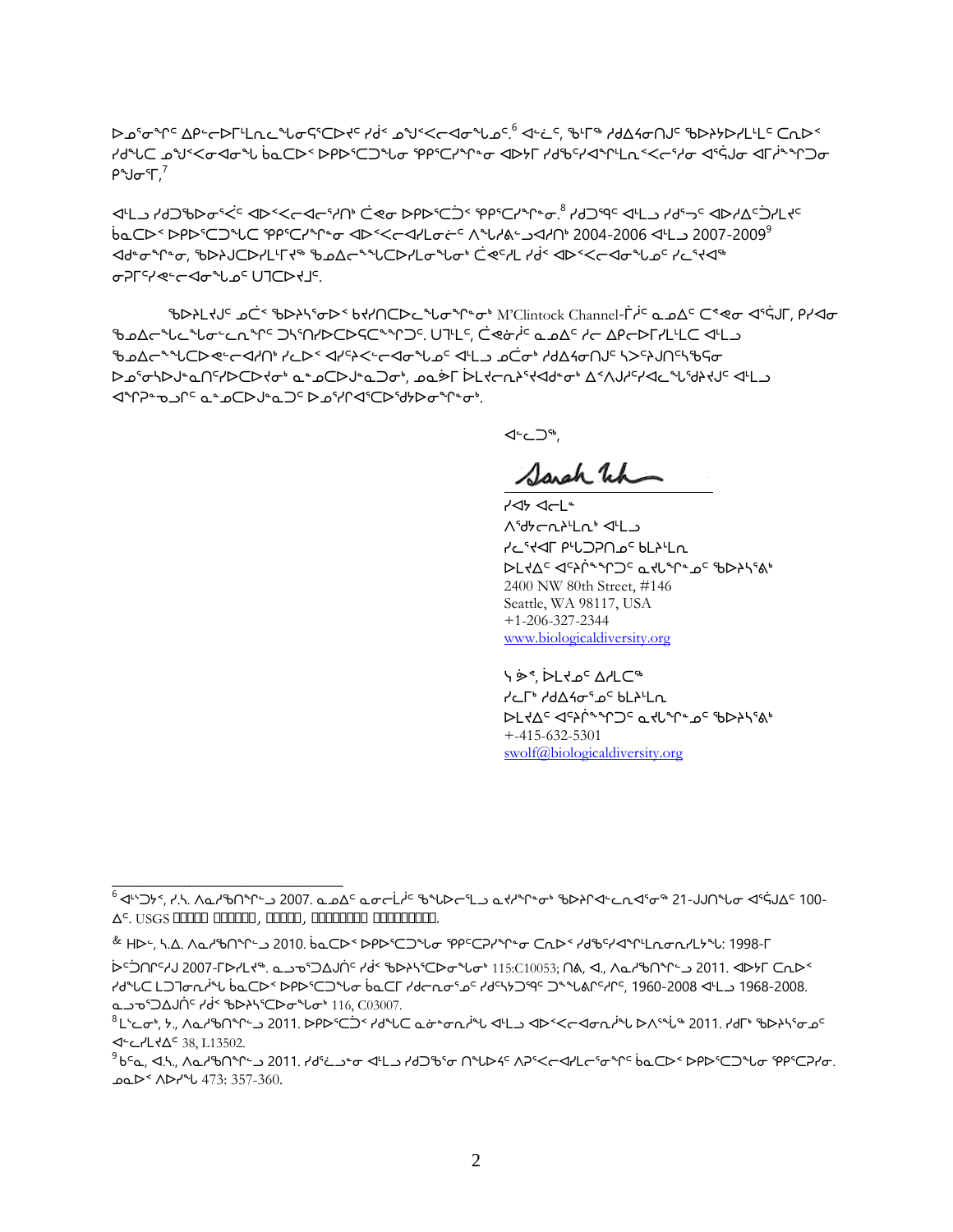ᐅᓄᕐᓂᖏᑦ ᐃᑭᓕᐅᒥᒃᑎᓚᖓᓂᕋᑦᑕᐅᔪᑦ ᓱᑰᑉ ᓄᖑᑉᐸᓕᐊᓂᖓᓄᑦ.[6] ᐊᓕᓛᑦ, ᖃᒥᖅ ᓱᑯᐃᔾᓂᑎᒍᑦ ᖃᐅᔨᕗᐅᓯᒪᒪᑦ ᑕᑎᐅᑉ ᓱᑯᖓᑕ ᓄᖑᑉᐸᓂᐊᓂᖓ ᑳᓇᑕᐅᑉ ᐅᑭᐅᑦᑕᖓᓂ ᕿᑭᑦᑕᓯᖏᓐᓂ ᐊᐅᔾᒥ ᓱᑯᖃᔪᐊᖏᒪᓂᑉᐸᓕᕐᓯᓂ ᐊᕐᕌᒍᓂ ᐊᒥᓲᖕᖏᑐᓂ ᑭᖑᓂᕐᒥ.[7]

ᐊᒻᒪᓗ ᓱᑯᑦᖃᐅᓂᕐᐹᑦ ᐊᐅᑉᐸᓕᐊᓕᕐᓯᑎᒃ ᑖᕙᓂ ᐅᑭᐅᑦᑑᑉ ᕿᑭᑦᑕᓯᖏᓐᓂ.[8] ᓱᑯᑦᖁᑦ ᐊᒻᒪᓗ ᓱᑰᓪᓗᑦ ᐊᐅᓯᐃᑦᑑᓯᒪᔪᑦ ᑳᓇᑕᐅᑉ ᐅᑭᐅᑦᑕᖓᑕ ᕿᑭᑦᑕᓯᖏᓐᓂ ᐊᐅᑉᐸᓕᐊᓯᒪᓂᓕᑦ ᐱᖓᓱᐃᑲᓗᐊᓯᑎᒃ 2004-2006 ᐊᒻᒪᓗ 2007-2009[9] ᐊᑯᓐᓂᖏᓐᓂ, ᖃᐅᔨᒍᑎᐅᓯᒪᒻᒥᔪᖅ ᖃᓄᐃᓕᖕᖓᑦᑕᐅᓯᒪᓂᖓᓂᒃ ᑖᕙᑦᓯᒪ ᓱᑯᑉ ᐊᐅᑉᐸᓕᐊᓂᖓᓄᑦ ᓯᓚᕐᔪᐊᖅ ᓂᕈᒥᑦᓯᕙᓕᓕᐊᓂᖓᓄᑦ ᑌᒫᑕᐅᔪᒧᑦ.

ᖃᐅᔨᒪᔪᒍᑦ ᓄᓪᓚᑉ ᖃᐅᔨᓴᕐᓂᐅᑉ ᑲᔪᓯᑎᑕᐅᓚᖓᓂᖏᓐᓂᒃ M'Clintock Channel-ᒥᐅᑦ ᓇᓄᐃᑦ ᑕᕝᕙᓂ ᐊᕐᕌᒍᒥ, ᑭᓯᐊᓂ ᖃᓄᐃᓕᖓᓂᖏᑦ ᓇᓄᐃᑦ ᓯᓚ ᐃᑭᓕᐅᒥᓯᒪᓪᓚᑕ ᐊᒻᒪᓗ ᖃᓄᐃᓕᖓᓂᖓ ᓯᓚᐅᑉ ᐊᔪᕐᓴᑲᓪᓚᐊᓂᖓᓄᑦ ᐊᒻᒪᓗ ᓄᓇᓖᑦ ᓱᑯᐃᔾᓂᑎᒍᑦ ᓴᐳᔾᔨᒍᑎᑦᓴᖃᕐᓂ ᐅᓄᕐᓂᓴᐅᒍᓐᓇᑎᑦᓯᕗᑦᑕᐅᔪᓂᒃ ᓇᓐᓄᑕᐅᒍᓐᓇᑐᓂᒃ, ᓄᓇᕗᒻᒥ ᐆᒪᔪᓕᕆᔨᑦᔪᐊᒃᑯᓐᓂᒃ ᐃᐸᒍᓯᑦᓯᐊᓚᖓᖁᔭᔪᒍᑦ ᐊᒻᒪᓗ ᐊᖏᕈᑎᑦᑐᓂᑦ ᓇᓐᓄᑕᐅᓇᑐᑦ ᐅᓄᕐᓯᑎᐊᕐᑕᐅᖁᔭᐅᓂᖏᓐᓂᒃ.

ᐊᓪᓚᑐᖅ,

Sarah Uh

ᓴᐊᔭ ᐊᓚᒪᓐ
ᐱᕐᖁᔭᓕᕆᔨᒻᒪᕆᒃ ᐊᒻᒪᓗ
ᓯᓚᕐᔪᐊᒥ ᑭᒡᒑᕈᑎᓄᑦ ᑲᒪᔨᒻᒪᕆ
ᐆᒪᔪᐃᑦ ᐊᑦᔨᒌᖕᖏᑐᑦ ᓇᔪᖕᖏᓐᓄᑦ ᖃᐅᔨᓴᖅᑏᑦ
2400 NW 80th Street, #146
Seattle, WA 98117, USA
+1-206-327-2344
www.biological diversity.org

ᓴᓘᕝ, ᐆᒪᔪᓄᑦ ᐃᓱᒪᑕᖅ
ᓯᓚᒥᒃ ᓱᑯᐃᔾᓂᕐᓄᑦ ᑲᒪᔨᒻᒪᕆ
ᐆᒪᔪᐃᑦ ᐊᑦᔨᒌᖕᖏᑐᑦ ᓇᔪᖕᖏᓐᓄᑦ ᖃᐅᔨᓴᖅᑏᑦ
+-415-632-5301
swolf@biologicaldiversity.org

---

[6] ᐊᒡᒎᔭᑉ, ᓯ.ᓴ. ᐱᓇᓱᖃᑎᖏᓪᓗ 2007. ᓇᓄᐃᑦ ᓇᓂᓕᒫᓂᑦ ᖃᖓᐅᓕᕐᒪᓗ ᓇᔪᖕᖏᓐᓂᒃ ᖃᐅᔨᒋᐊᓕᓚᐅᕐᓂᖅ 21-ᒍᒍᑎᖓᓂ ᐊᕐᕌᒍᐃᑦ 100-ᐃᑦ. USGS □□□□□ □□□□□□, □□□□□, □□□□□□□□ □□□□□□□□□□.

& Hᐅᓕ, ᓴ.ᐃ. ᐱᓇᓱᖃᑎᖏᓪᓗ 2010. ᑳᓇᑕᐅᑉ ᐅᑭᐅᑦᑕᖓᓂ ᕿᑭᑦᑕᓯᖏᓐᓂ ᑕᑎᐅᑉ ᓱᑯᖃᔪᐊᖏᓪᓚᑕᓂᓯᒪᔪᖓ: 1998-ᒥ ᐆᑦᑐᑎᑦᓯᒍ 2007-ᒥᐅᓯᒪᔪᖅ. ᓇᓗᓂᕐᑐᐃᒍᑏᑦ ᓱᑯᑉ ᖃᐅᔨᓴᕐᑕᐅᓂᖓᓂᒃ 115:C10053; ᑎᕝᕙ, ᐊ., ᐱᓇᓱᖃᑎᖏᓪᓗ 2011. ᐊᐅᔾᒥ ᑕᑎᐅᑉ ᓱᑯᖓᑕ ᒪᓐᑐᓂᕐᔪᖓ ᑳᓇᑕᐅᑉ ᐅᑭᐅᑦᑕᖓᓂ ᑳᓇᑕᒥ ᓱᑯᓕᕆᓂᕐᓄᑦ ᓱᑯᑦᓴᕐᑐᖁᑦ ᑐᖕᖓᕕᒋᓯᒪᔪᑦ, 1960-2008 ᐊᒻᒪᓗ 1968-2008. ᓇᓗᓂᕐᑐᐃᒍᑏᑦ ᓱᑯᑉ ᖃᐅᔨᓴᕐᑕᐅᓂᖓᓂᒃ 116, C03007.

[8] ᒪᓚᓂᒃ, ᔭ., ᐱᓇᓱᖃᑎᖏᓪᓗ 2011. ᐅᑭᐅᑦᑑᑉ ᓱᑯᖓᑕ ᓇᓐᓂᕐᓂᓇᖑᖓ ᐊᒻᒪᓗ ᐊᐅᑉᐸᓕᐊᓂᕆᖓ ᐅᐱᕐᖔᖓ 2011. ᓱᑯᒥᒃ ᖃᐅᔨᓴᕐᓂᓄᑦ ᐊᓪᓚᓯᒪᔪᐃᑦ 38, L13502.

[9] ᑲᕐᓇ, ᐊ.ᓴ., ᐱᓇᓱᖃᑎᖏᓪᓗ 2011. ᓱᑦᓛᓗᓐᓂ ᐊᒻᒪᓗ ᓱᑯᑦᖃᓂ ᑎᖓᐅᔪᑦ ᐱᐅᑉᐸᓕᐊᓯᒪᓕᕐᓂᕐᒥᑦ ᑳᓇᑕᐅᑉ ᐅᑭᐅᑦᑕᖓᓂ ᕿᑭᑦᑕᖓᓂ. ᓄᓇᐅᑉ ᐱᐅᓯᖓ 473: 357-360.